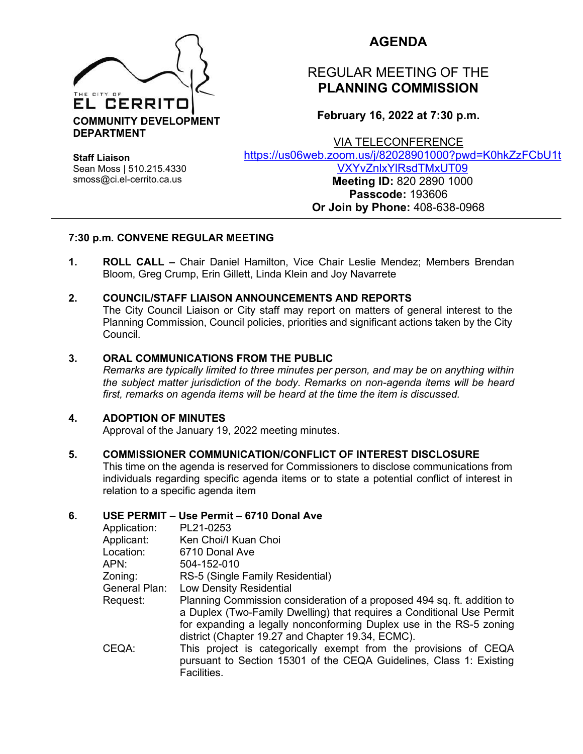THE CITY OF
**EL CERRITO**
**COMMUNITY DEVELOPMENT DEPARTMENT**

**Staff Liaison**
Sean Moss | 510.215.4330
smoss@ci.el-cerrito.ca.us

# AGENDA

## REGULAR MEETING OF THE **PLANNING COMMISSION**

**February 16, 2022 at 7:30 p.m.**

VIA TELECONFERENCE
https://us06web.zoom.us/j/82028901000?pwd=K0hkZzFCbU1tVXYvZnlxYlRsdTMxUT09
**Meeting ID:** 820 2890 1000
**Passcode:** 193606
**Or Join by Phone:** 408-638-0968

---

**7:30 p.m. CONVENE REGULAR MEETING**

**1. ROLL CALL –** Chair Daniel Hamilton, Vice Chair Leslie Mendez; Members Brendan Bloom, Greg Crump, Erin Gillett, Linda Klein and Joy Navarrete

**2. COUNCIL/STAFF LIAISON ANNOUNCEMENTS AND REPORTS**
The City Council Liaison or City staff may report on matters of general interest to the Planning Commission, Council policies, priorities and significant actions taken by the City Council.

**3. ORAL COMMUNICATIONS FROM THE PUBLIC**
*Remarks are typically limited to three minutes per person, and may be on anything within the subject matter jurisdiction of the body. Remarks on non-agenda items will be heard first, remarks on agenda items will be heard at the time the item is discussed.*

**4. ADOPTION OF MINUTES**
Approval of the January 19, 2022 meeting minutes.

**5. COMMISSIONER COMMUNICATION/CONFLICT OF INTEREST DISCLOSURE**
This time on the agenda is reserved for Commissioners to disclose communications from individuals regarding specific agenda items or to state a potential conflict of interest in relation to a specific agenda item

**6. USE PERMIT – Use Permit – 6710 Donal Ave**

| | |
|---|---|
| Application: | PL21-0253 |
| Applicant: | Ken Choi/I Kuan Choi |
| Location: | 6710 Donal Ave |
| APN: | 504-152-010 |
| Zoning: | RS-5 (Single Family Residential) |
| General Plan: | Low Density Residential |
| Request: | Planning Commission consideration of a proposed 494 sq. ft. addition to a Duplex (Two-Family Dwelling) that requires a Conditional Use Permit for expanding a legally nonconforming Duplex use in the RS-5 zoning district (Chapter 19.27 and Chapter 19.34, ECMC). |
| CEQA: | This project is categorically exempt from the provisions of CEQA pursuant to Section 15301 of the CEQA Guidelines, Class 1: Existing Facilities. |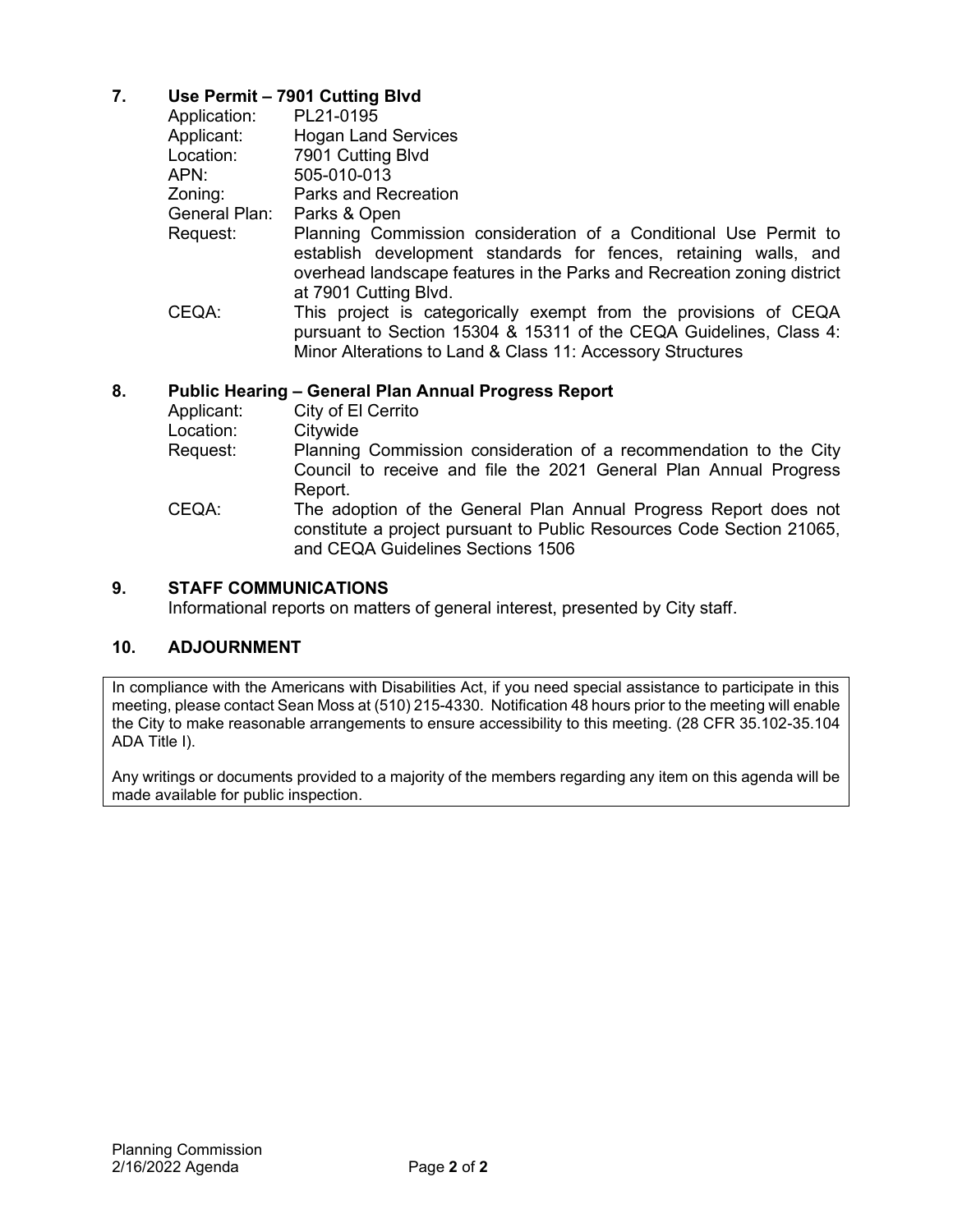## 7. Use Permit – 7901 Cutting Blvd

Application: PL21-0195

Applicant: Hogan Land Services

Location: 7901 Cutting Blvd

APN: 505-010-013

Zoning: Parks and Recreation

General Plan: Parks & Open

Request: Planning Commission consideration of a Conditional Use Permit to establish development standards for fences, retaining walls, and overhead landscape features in the Parks and Recreation zoning district at 7901 Cutting Blvd.

CEQA: This project is categorically exempt from the provisions of CEQA pursuant to Section 15304 & 15311 of the CEQA Guidelines, Class 4: Minor Alterations to Land & Class 11: Accessory Structures

## 8. Public Hearing – General Plan Annual Progress Report

Applicant: City of El Cerrito

Location: Citywide

Request: Planning Commission consideration of a recommendation to the City Council to receive and file the 2021 General Plan Annual Progress Report.

CEQA: The adoption of the General Plan Annual Progress Report does not constitute a project pursuant to Public Resources Code Section 21065, and CEQA Guidelines Sections 1506

## 9. STAFF COMMUNICATIONS

Informational reports on matters of general interest, presented by City staff.

## 10. ADJOURNMENT

In compliance with the Americans with Disabilities Act, if you need special assistance to participate in this meeting, please contact Sean Moss at (510) 215-4330. Notification 48 hours prior to the meeting will enable the City to make reasonable arrangements to ensure accessibility to this meeting. (28 CFR 35.102-35.104 ADA Title I).

Any writings or documents provided to a majority of the members regarding any item on this agenda will be made available for public inspection.